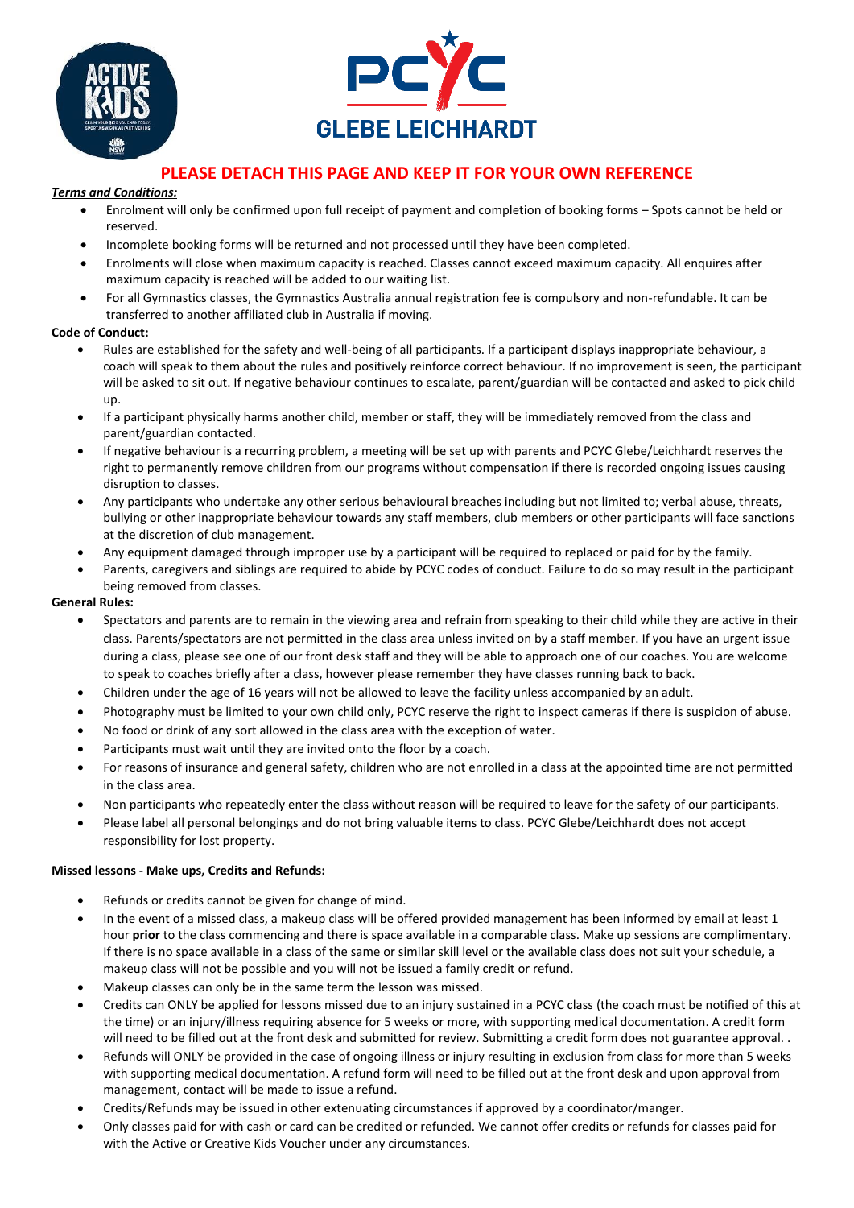PCYC GLEBE LEICHHARDT

# PLEASE DETACH THIS PAGE AND KEEP IT FOR YOUR OWN REFERENCE

***Terms and Conditions:***

- Enrolment will only be confirmed upon full receipt of payment and completion of booking forms – Spots cannot be held or reserved.
- Incomplete booking forms will be returned and not processed until they have been completed.
- Enrolments will close when maximum capacity is reached. Classes cannot exceed maximum capacity. All enquires after maximum capacity is reached will be added to our waiting list.
- For all Gymnastics classes, the Gymnastics Australia annual registration fee is compulsory and non-refundable. It can be transferred to another affiliated club in Australia if moving.

**Code of Conduct:**

- Rules are established for the safety and well-being of all participants. If a participant displays inappropriate behaviour, a coach will speak to them about the rules and positively reinforce correct behaviour. If no improvement is seen, the participant will be asked to sit out. If negative behaviour continues to escalate, parent/guardian will be contacted and asked to pick child up.
- If a participant physically harms another child, member or staff, they will be immediately removed from the class and parent/guardian contacted.
- If negative behaviour is a recurring problem, a meeting will be set up with parents and PCYC Glebe/Leichhardt reserves the right to permanently remove children from our programs without compensation if there is recorded ongoing issues causing disruption to classes.
- Any participants who undertake any other serious behavioural breaches including but not limited to; verbal abuse, threats, bullying or other inappropriate behaviour towards any staff members, club members or other participants will face sanctions at the discretion of club management.
- Any equipment damaged through improper use by a participant will be required to replaced or paid for by the family.
- Parents, caregivers and siblings are required to abide by PCYC codes of conduct. Failure to do so may result in the participant being removed from classes.

**General Rules:**

- Spectators and parents are to remain in the viewing area and refrain from speaking to their child while they are active in their class. Parents/spectators are not permitted in the class area unless invited on by a staff member. If you have an urgent issue during a class, please see one of our front desk staff and they will be able to approach one of our coaches. You are welcome to speak to coaches briefly after a class, however please remember they have classes running back to back.
- Children under the age of 16 years will not be allowed to leave the facility unless accompanied by an adult.
- Photography must be limited to your own child only, PCYC reserve the right to inspect cameras if there is suspicion of abuse.
- No food or drink of any sort allowed in the class area with the exception of water.
- Participants must wait until they are invited onto the floor by a coach.
- For reasons of insurance and general safety, children who are not enrolled in a class at the appointed time are not permitted in the class area.
- Non participants who repeatedly enter the class without reason will be required to leave for the safety of our participants.
- Please label all personal belongings and do not bring valuable items to class. PCYC Glebe/Leichhardt does not accept responsibility for lost property.

**Missed lessons - Make ups, Credits and Refunds:**

- Refunds or credits cannot be given for change of mind.
- In the event of a missed class, a makeup class will be offered provided management has been informed by email at least 1 hour **prior** to the class commencing and there is space available in a comparable class. Make up sessions are complimentary. If there is no space available in a class of the same or similar skill level or the available class does not suit your schedule, a makeup class will not be possible and you will not be issued a family credit or refund.
- Makeup classes can only be in the same term the lesson was missed.
- Credits can ONLY be applied for lessons missed due to an injury sustained in a PCYC class (the coach must be notified of this at the time) or an injury/illness requiring absence for 5 weeks or more, with supporting medical documentation. A credit form will need to be filled out at the front desk and submitted for review. Submitting a credit form does not guarantee approval. .
- Refunds will ONLY be provided in the case of ongoing illness or injury resulting in exclusion from class for more than 5 weeks with supporting medical documentation. A refund form will need to be filled out at the front desk and upon approval from management, contact will be made to issue a refund.
- Credits/Refunds may be issued in other extenuating circumstances if approved by a coordinator/manger.
- Only classes paid for with cash or card can be credited or refunded. We cannot offer credits or refunds for classes paid for with the Active or Creative Kids Voucher under any circumstances.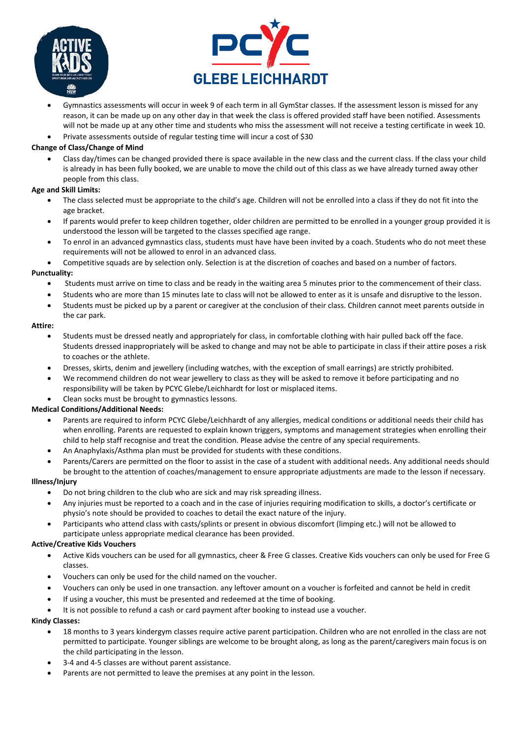- Gymnastics assessments will occur in week 9 of each term in all GymStar classes. If the assessment lesson is missed for any reason, it can be made up on any other day in that week the class is offered provided staff have been notified. Assessments will not be made up at any other time and students who miss the assessment will not receive a testing certificate in week 10.
- Private assessments outside of regular testing time will incur a cost of $30

**Change of Class/Change of Mind**

- Class day/times can be changed provided there is space available in the new class and the current class. If the class your child is already in has been fully booked, we are unable to move the child out of this class as we have already turned away other people from this class.

**Age and Skill Limits:**

- The class selected must be appropriate to the child's age. Children will not be enrolled into a class if they do not fit into the age bracket.
- If parents would prefer to keep children together, older children are permitted to be enrolled in a younger group provided it is understood the lesson will be targeted to the classes specified age range.
- To enrol in an advanced gymnastics class, students must have have been invited by a coach. Students who do not meet these requirements will not be allowed to enrol in an advanced class.
- Competitive squads are by selection only. Selection is at the discretion of coaches and based on a number of factors.

**Punctuality:**

- Students must arrive on time to class and be ready in the waiting area 5 minutes prior to the commencement of their class.
- Students who are more than 15 minutes late to class will not be allowed to enter as it is unsafe and disruptive to the lesson.
- Students must be picked up by a parent or caregiver at the conclusion of their class. Children cannot meet parents outside in the car park.

**Attire:**

- Students must be dressed neatly and appropriately for class, in comfortable clothing with hair pulled back off the face. Students dressed inappropriately will be asked to change and may not be able to participate in class if their attire poses a risk to coaches or the athlete.
- Dresses, skirts, denim and jewellery (including watches, with the exception of small earrings) are strictly prohibited.
- We recommend children do not wear jewellery to class as they will be asked to remove it before participating and no responsibility will be taken by PCYC Glebe/Leichhardt for lost or misplaced items.
- Clean socks must be brought to gymnastics lessons.

**Medical Conditions/Additional Needs:**

- Parents are required to inform PCYC Glebe/Leichhardt of any allergies, medical conditions or additional needs their child has when enrolling. Parents are requested to explain known triggers, symptoms and management strategies when enrolling their child to help staff recognise and treat the condition. Please advise the centre of any special requirements.
- An Anaphylaxis/Asthma plan must be provided for students with these conditions.
- Parents/Carers are permitted on the floor to assist in the case of a student with additional needs. Any additional needs should be brought to the attention of coaches/management to ensure appropriate adjustments are made to the lesson if necessary.

**Illness/Injury**

- Do not bring children to the club who are sick and may risk spreading illness.
- Any injuries must be reported to a coach and in the case of injuries requiring modification to skills, a doctor's certificate or physio's note should be provided to coaches to detail the exact nature of the injury.
- Participants who attend class with casts/splints or present in obvious discomfort (limping etc.) will not be allowed to participate unless appropriate medical clearance has been provided.

**Active/Creative Kids Vouchers**

- Active Kids vouchers can be used for all gymnastics, cheer & Free G classes. Creative Kids vouchers can only be used for Free G classes.
- Vouchers can only be used for the child named on the voucher.
- Vouchers can only be used in one transaction. any leftover amount on a voucher is forfeited and cannot be held in credit
- If using a voucher, this must be presented and redeemed at the time of booking.
- It is not possible to refund a cash or card payment after booking to instead use a voucher.

**Kindy Classes:**

- 18 months to 3 years kindergym classes require active parent participation. Children who are not enrolled in the class are not permitted to participate. Younger siblings are welcome to be brought along, as long as the parent/caregivers main focus is on the child participating in the lesson.
- 3-4 and 4-5 classes are without parent assistance.
- Parents are not permitted to leave the premises at any point in the lesson.